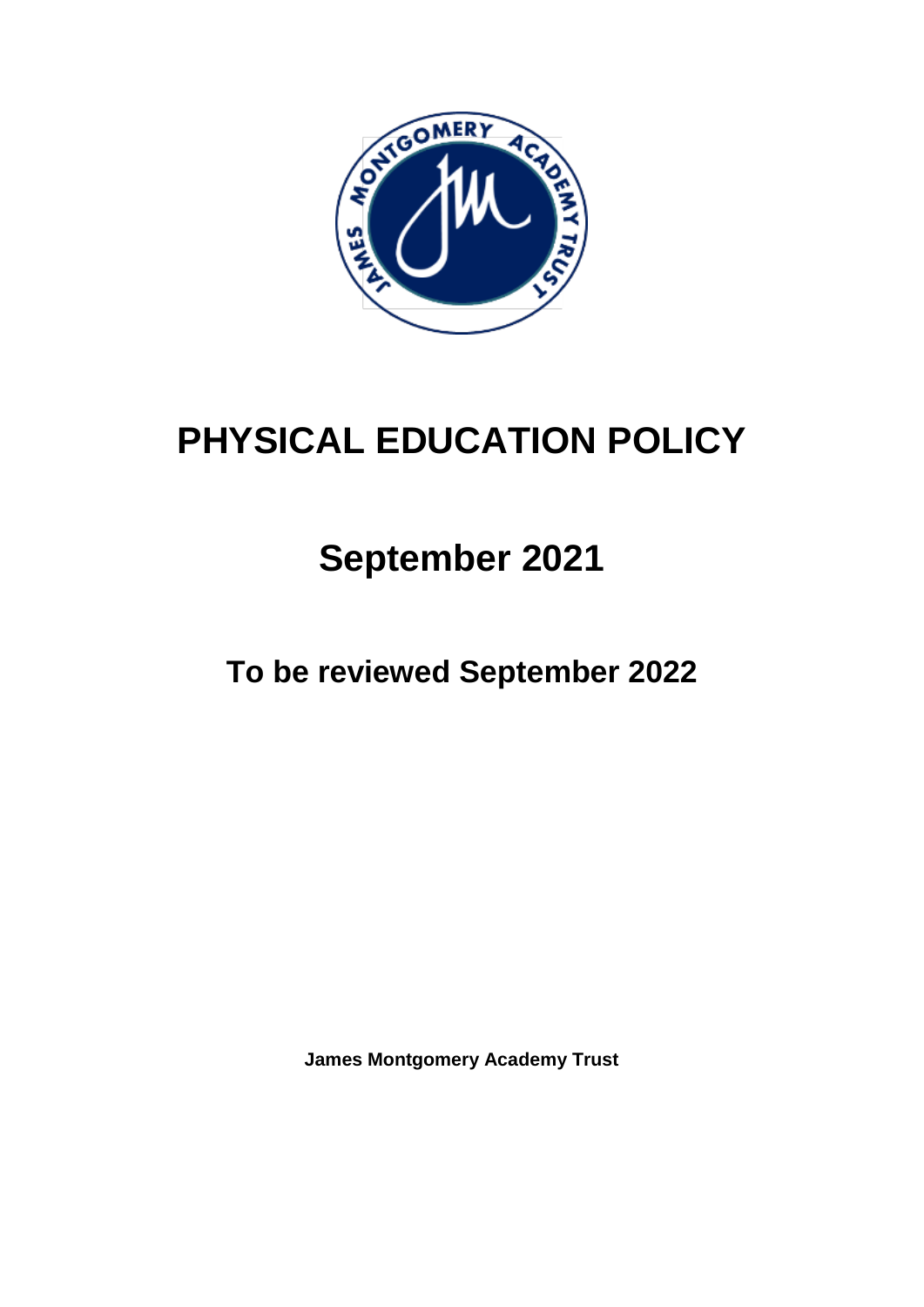# PHYSICAL EDUCATION POLICY

## September 2021

### To be reviewed September 2022

**James Montgomery Academy Trust**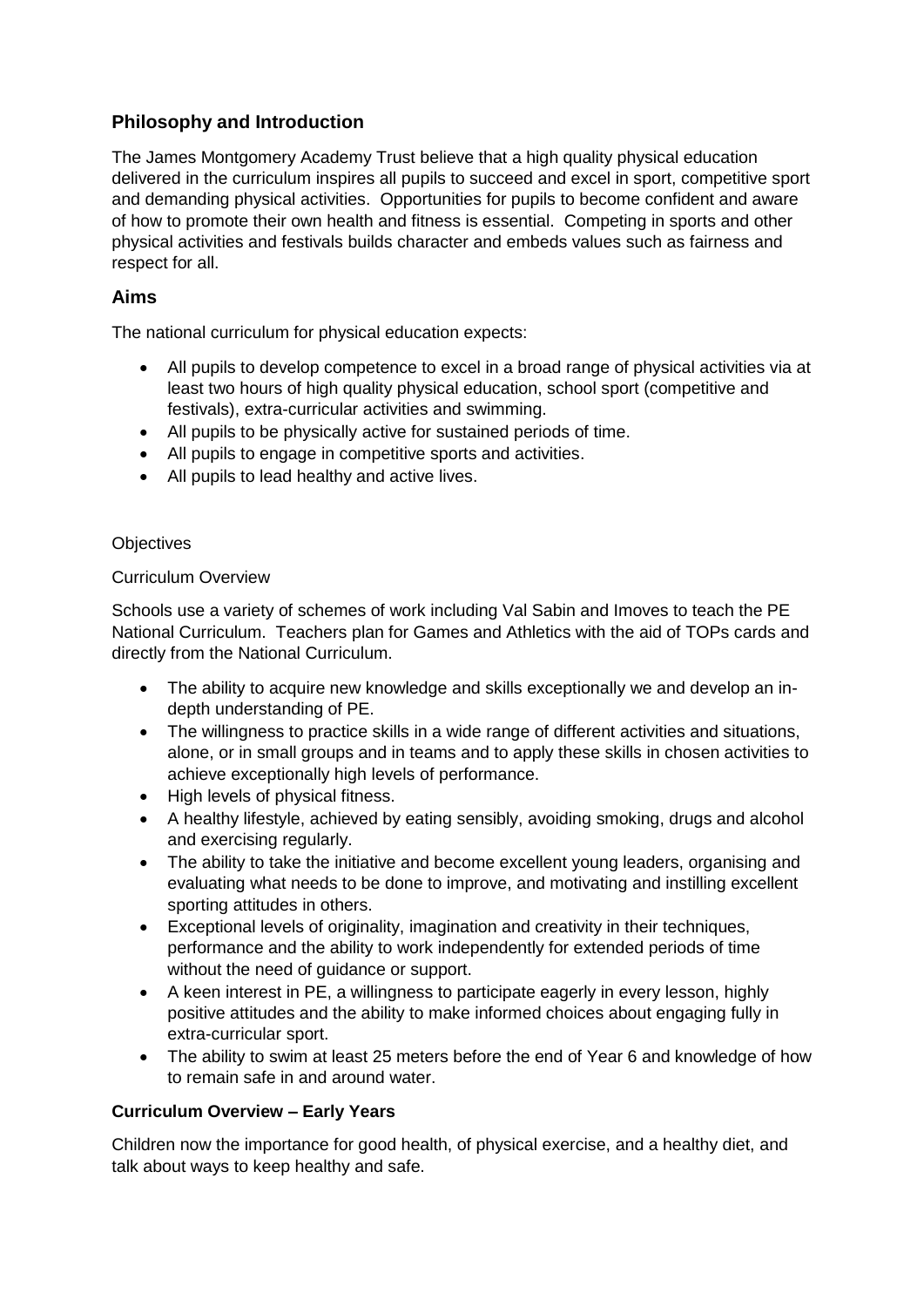## Philosophy and Introduction

The James Montgomery Academy Trust believe that a high quality physical education delivered in the curriculum inspires all pupils to succeed and excel in sport, competitive sport and demanding physical activities. Opportunities for pupils to become confident and aware of how to promote their own health and fitness is essential. Competing in sports and other physical activities and festivals builds character and embeds values such as fairness and respect for all.

## Aims

The national curriculum for physical education expects:

- All pupils to develop competence to excel in a broad range of physical activities via at least two hours of high quality physical education, school sport (competitive and festivals), extra-curricular activities and swimming.
- All pupils to be physically active for sustained periods of time.
- All pupils to engage in competitive sports and activities.
- All pupils to lead healthy and active lives.

Objectives

Curriculum Overview

Schools use a variety of schemes of work including Val Sabin and Imoves to teach the PE National Curriculum. Teachers plan for Games and Athletics with the aid of TOPs cards and directly from the National Curriculum.

- The ability to acquire new knowledge and skills exceptionally we and develop an in-depth understanding of PE.
- The willingness to practice skills in a wide range of different activities and situations, alone, or in small groups and in teams and to apply these skills in chosen activities to achieve exceptionally high levels of performance.
- High levels of physical fitness.
- A healthy lifestyle, achieved by eating sensibly, avoiding smoking, drugs and alcohol and exercising regularly.
- The ability to take the initiative and become excellent young leaders, organising and evaluating what needs to be done to improve, and motivating and instilling excellent sporting attitudes in others.
- Exceptional levels of originality, imagination and creativity in their techniques, performance and the ability to work independently for extended periods of time without the need of guidance or support.
- A keen interest in PE, a willingness to participate eagerly in every lesson, highly positive attitudes and the ability to make informed choices about engaging fully in extra-curricular sport.
- The ability to swim at least 25 meters before the end of Year 6 and knowledge of how to remain safe in and around water.

**Curriculum Overview – Early Years**

Children now the importance for good health, of physical exercise, and a healthy diet, and talk about ways to keep healthy and safe.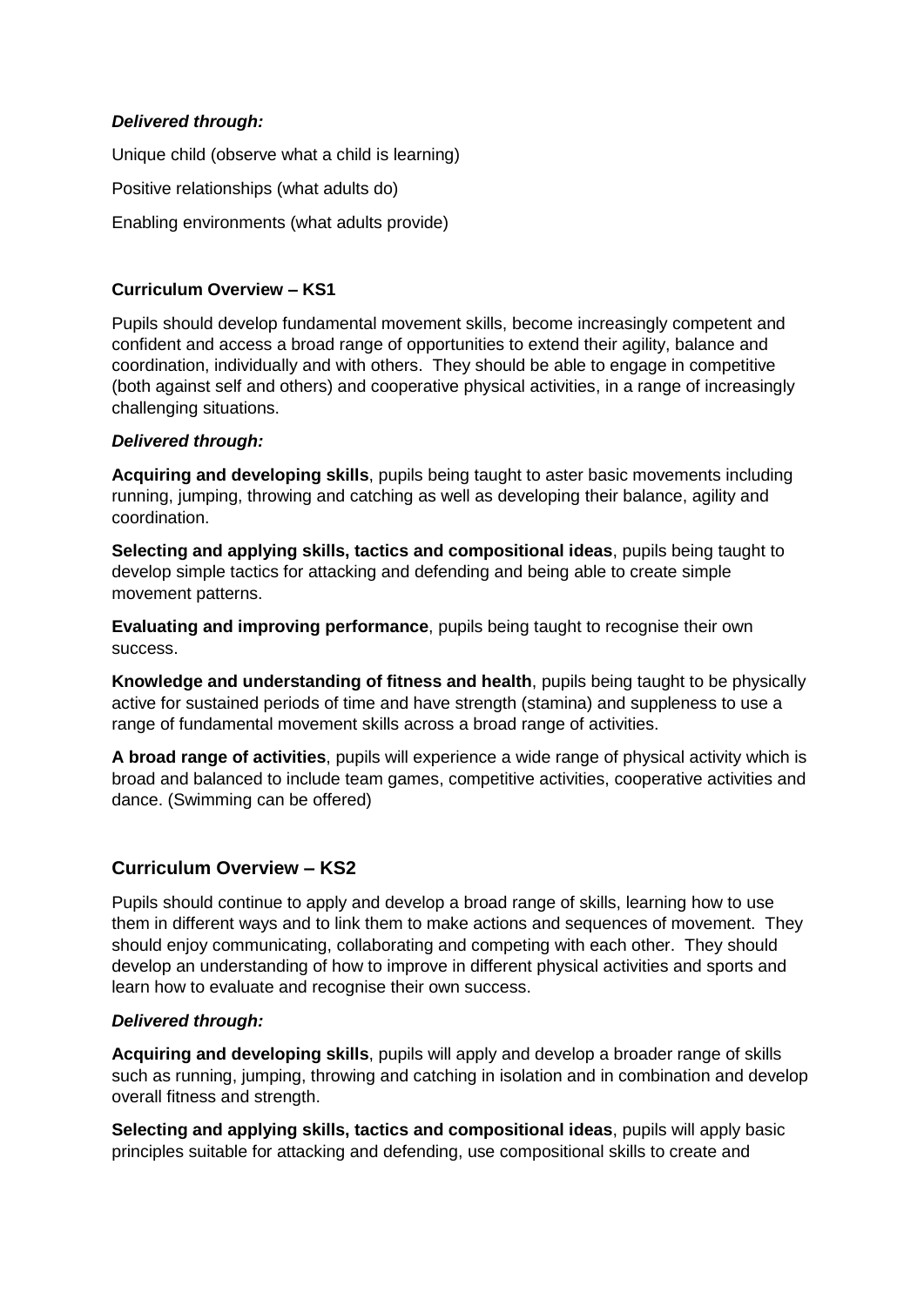***Delivered through:***

Unique child (observe what a child is learning)

Positive relationships (what adults do)

Enabling environments (what adults provide)

**Curriculum Overview – KS1**

Pupils should develop fundamental movement skills, become increasingly competent and confident and access a broad range of opportunities to extend their agility, balance and coordination, individually and with others. They should be able to engage in competitive (both against self and others) and cooperative physical activities, in a range of increasingly challenging situations.

***Delivered through:***

**Acquiring and developing skills**, pupils being taught to aster basic movements including running, jumping, throwing and catching as well as developing their balance, agility and coordination.

**Selecting and applying skills, tactics and compositional ideas**, pupils being taught to develop simple tactics for attacking and defending and being able to create simple movement patterns.

**Evaluating and improving performance**, pupils being taught to recognise their own success.

**Knowledge and understanding of fitness and health**, pupils being taught to be physically active for sustained periods of time and have strength (stamina) and suppleness to use a range of fundamental movement skills across a broad range of activities.

**A broad range of activities**, pupils will experience a wide range of physical activity which is broad and balanced to include team games, competitive activities, cooperative activities and dance. (Swimming can be offered)

## Curriculum Overview – KS2

Pupils should continue to apply and develop a broad range of skills, learning how to use them in different ways and to link them to make actions and sequences of movement. They should enjoy communicating, collaborating and competing with each other. They should develop an understanding of how to improve in different physical activities and sports and learn how to evaluate and recognise their own success.

***Delivered through:***

**Acquiring and developing skills**, pupils will apply and develop a broader range of skills such as running, jumping, throwing and catching in isolation and in combination and develop overall fitness and strength.

**Selecting and applying skills, tactics and compositional ideas**, pupils will apply basic principles suitable for attacking and defending, use compositional skills to create and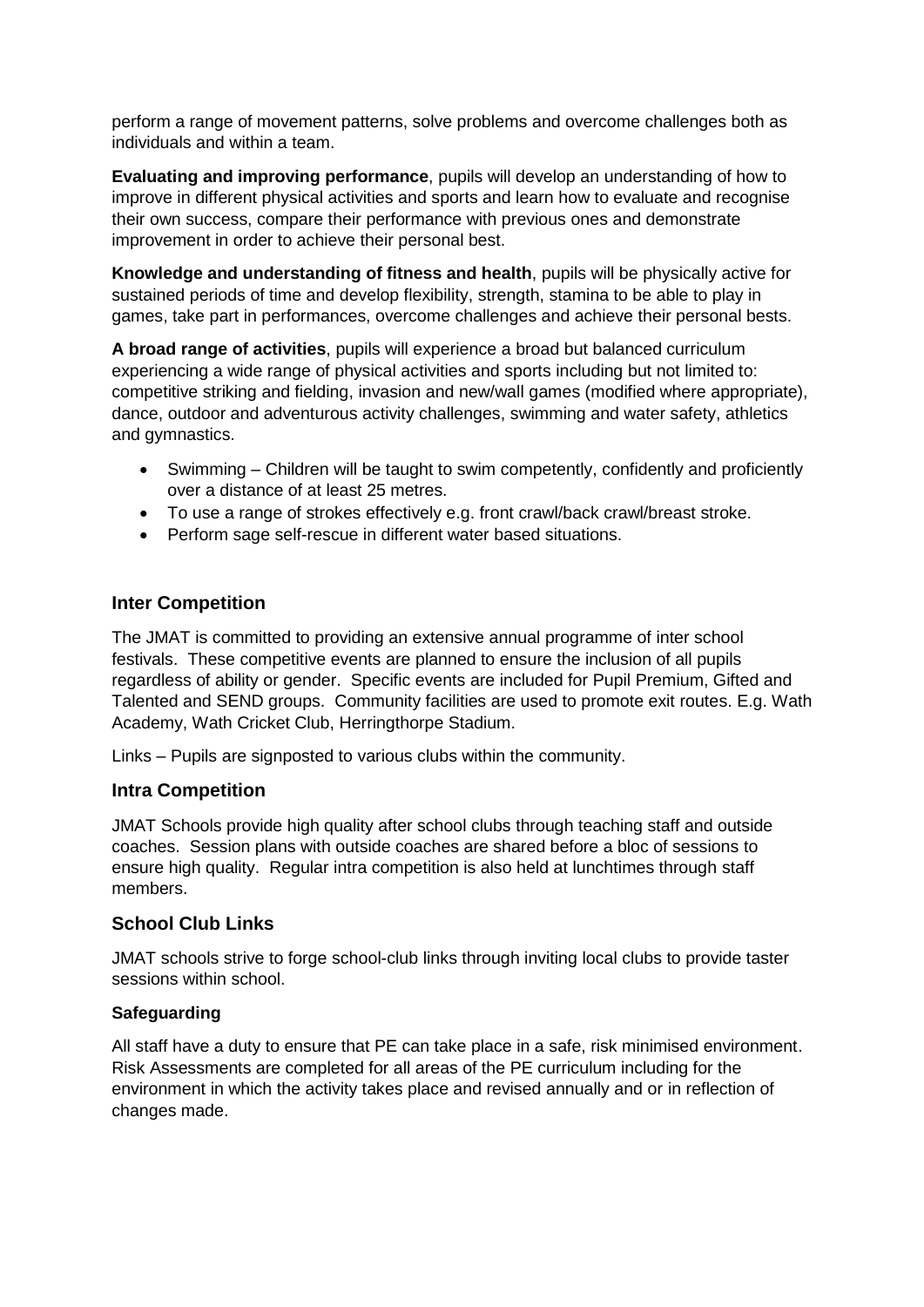perform a range of movement patterns, solve problems and overcome challenges both as individuals and within a team.

**Evaluating and improving performance**, pupils will develop an understanding of how to improve in different physical activities and sports and learn how to evaluate and recognise their own success, compare their performance with previous ones and demonstrate improvement in order to achieve their personal best.

**Knowledge and understanding of fitness and health**, pupils will be physically active for sustained periods of time and develop flexibility, strength, stamina to be able to play in games, take part in performances, overcome challenges and achieve their personal bests.

**A broad range of activities**, pupils will experience a broad but balanced curriculum experiencing a wide range of physical activities and sports including but not limited to: competitive striking and fielding, invasion and new/wall games (modified where appropriate), dance, outdoor and adventurous activity challenges, swimming and water safety, athletics and gymnastics.

- Swimming – Children will be taught to swim competently, confidently and proficiently over a distance of at least 25 metres.
- To use a range of strokes effectively e.g. front crawl/back crawl/breast stroke.
- Perform sage self-rescue in different water based situations.

## Inter Competition

The JMAT is committed to providing an extensive annual programme of inter school festivals. These competitive events are planned to ensure the inclusion of all pupils regardless of ability or gender. Specific events are included for Pupil Premium, Gifted and Talented and SEND groups. Community facilities are used to promote exit routes. E.g. Wath Academy, Wath Cricket Club, Herringthorpe Stadium.

Links – Pupils are signposted to various clubs within the community.

## Intra Competition

JMAT Schools provide high quality after school clubs through teaching staff and outside coaches. Session plans with outside coaches are shared before a bloc of sessions to ensure high quality. Regular intra competition is also held at lunchtimes through staff members.

## School Club Links

JMAT schools strive to forge school-club links through inviting local clubs to provide taster sessions within school.

### Safeguarding

All staff have a duty to ensure that PE can take place in a safe, risk minimised environment. Risk Assessments are completed for all areas of the PE curriculum including for the environment in which the activity takes place and revised annually and or in reflection of changes made.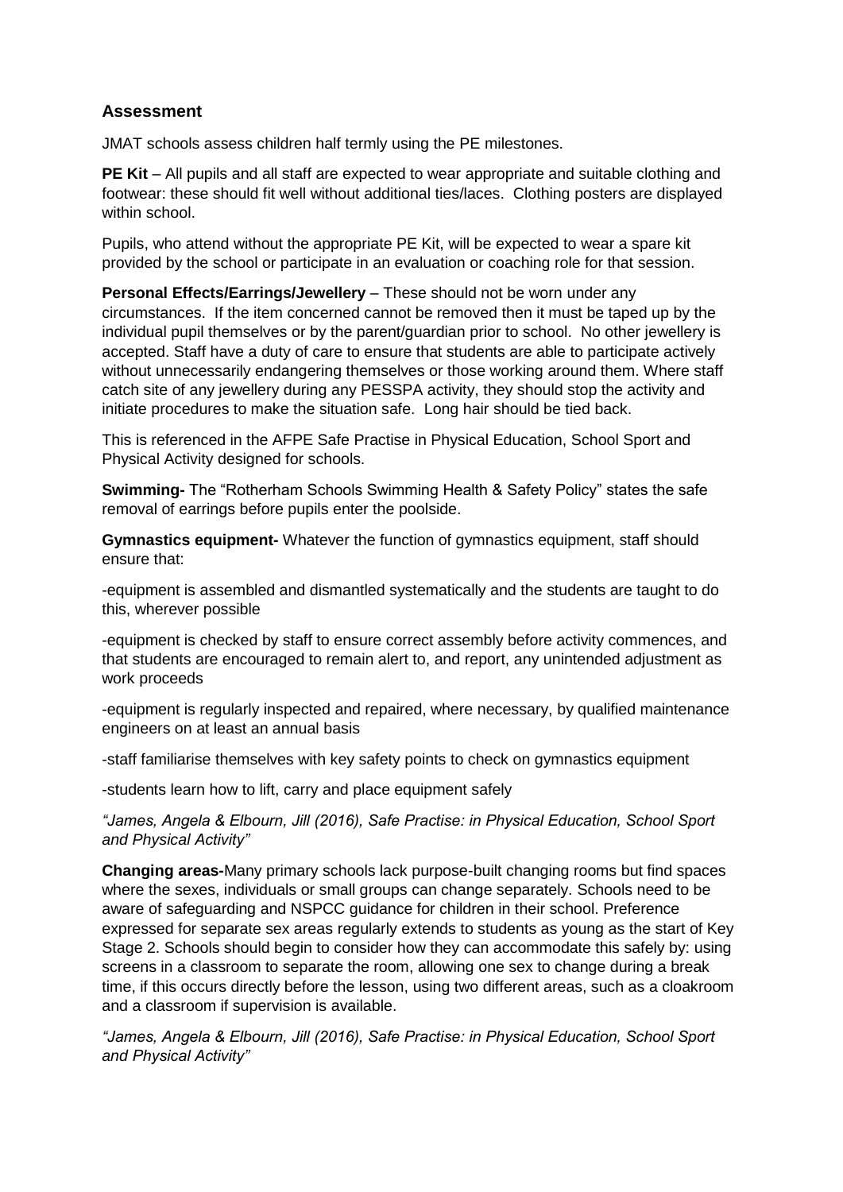## Assessment

JMAT schools assess children half termly using the PE milestones.

**PE Kit** – All pupils and all staff are expected to wear appropriate and suitable clothing and footwear: these should fit well without additional ties/laces. Clothing posters are displayed within school.

Pupils, who attend without the appropriate PE Kit, will be expected to wear a spare kit provided by the school or participate in an evaluation or coaching role for that session.

**Personal Effects/Earrings/Jewellery** – These should not be worn under any circumstances. If the item concerned cannot be removed then it must be taped up by the individual pupil themselves or by the parent/guardian prior to school. No other jewellery is accepted. Staff have a duty of care to ensure that students are able to participate actively without unnecessarily endangering themselves or those working around them. Where staff catch site of any jewellery during any PESSPA activity, they should stop the activity and initiate procedures to make the situation safe. Long hair should be tied back.

This is referenced in the AFPE Safe Practise in Physical Education, School Sport and Physical Activity designed for schools.

**Swimming-** The "Rotherham Schools Swimming Health & Safety Policy" states the safe removal of earrings before pupils enter the poolside.

**Gymnastics equipment-** Whatever the function of gymnastics equipment, staff should ensure that:

-equipment is assembled and dismantled systematically and the students are taught to do this, wherever possible

-equipment is checked by staff to ensure correct assembly before activity commences, and that students are encouraged to remain alert to, and report, any unintended adjustment as work proceeds

-equipment is regularly inspected and repaired, where necessary, by qualified maintenance engineers on at least an annual basis

-staff familiarise themselves with key safety points to check on gymnastics equipment

-students learn how to lift, carry and place equipment safely

*"James, Angela & Elbourn, Jill (2016), Safe Practise: in Physical Education, School Sport and Physical Activity"*

**Changing areas-**Many primary schools lack purpose-built changing rooms but find spaces where the sexes, individuals or small groups can change separately. Schools need to be aware of safeguarding and NSPCC guidance for children in their school. Preference expressed for separate sex areas regularly extends to students as young as the start of Key Stage 2. Schools should begin to consider how they can accommodate this safely by: using screens in a classroom to separate the room, allowing one sex to change during a break time, if this occurs directly before the lesson, using two different areas, such as a cloakroom and a classroom if supervision is available.

*"James, Angela & Elbourn, Jill (2016), Safe Practise: in Physical Education, School Sport and Physical Activity"*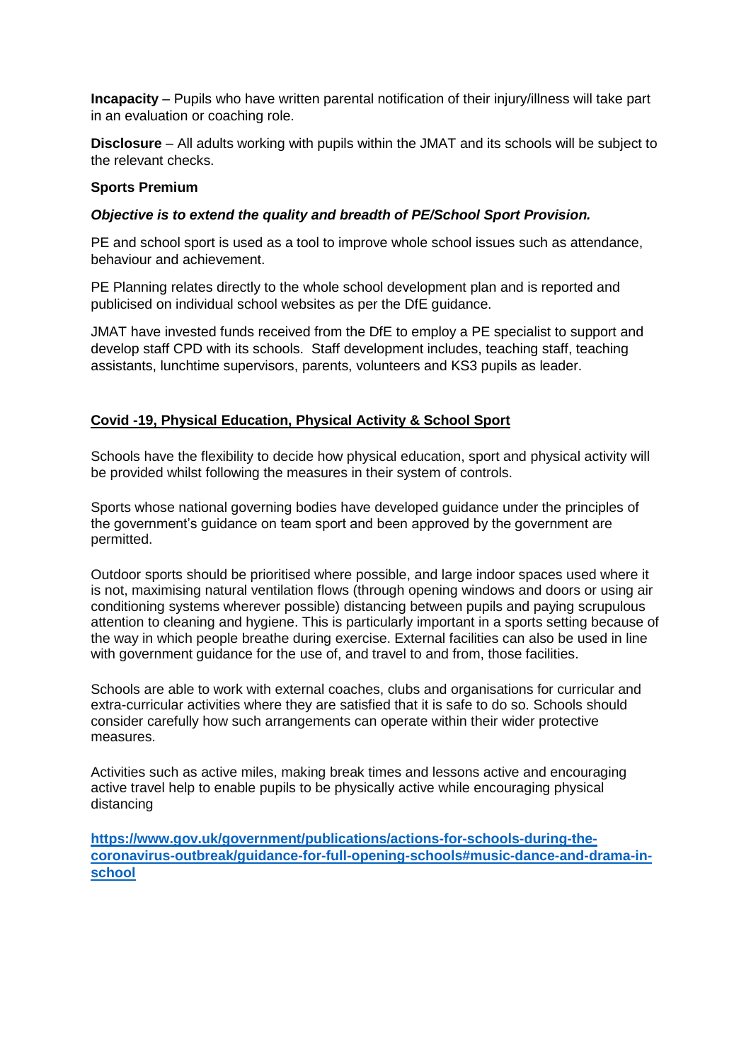**Incapacity** – Pupils who have written parental notification of their injury/illness will take part in an evaluation or coaching role.

**Disclosure** – All adults working with pupils within the JMAT and its schools will be subject to the relevant checks.

**Sports Premium**

***Objective is to extend the quality and breadth of PE/School Sport Provision.***

PE and school sport is used as a tool to improve whole school issues such as attendance, behaviour and achievement.

PE Planning relates directly to the whole school development plan and is reported and publicised on individual school websites as per the DfE guidance.

JMAT have invested funds received from the DfE to employ a PE specialist to support and develop staff CPD with its schools. Staff development includes, teaching staff, teaching assistants, lunchtime supervisors, parents, volunteers and KS3 pupils as leader.

**Covid -19, Physical Education, Physical Activity & School Sport**

Schools have the flexibility to decide how physical education, sport and physical activity will be provided whilst following the measures in their system of controls.

Sports whose national governing bodies have developed guidance under the principles of the government's guidance on team sport and been approved by the government are permitted.

Outdoor sports should be prioritised where possible, and large indoor spaces used where it is not, maximising natural ventilation flows (through opening windows and doors or using air conditioning systems wherever possible) distancing between pupils and paying scrupulous attention to cleaning and hygiene. This is particularly important in a sports setting because of the way in which people breathe during exercise. External facilities can also be used in line with government guidance for the use of, and travel to and from, those facilities.

Schools are able to work with external coaches, clubs and organisations for curricular and extra-curricular activities where they are satisfied that it is safe to do so. Schools should consider carefully how such arrangements can operate within their wider protective measures.

Activities such as active miles, making break times and lessons active and encouraging active travel help to enable pupils to be physically active while encouraging physical distancing

**https://www.gov.uk/government/publications/actions-for-schools-during-the-coronavirus-outbreak/guidance-for-full-opening-schools#music-dance-and-drama-in-school**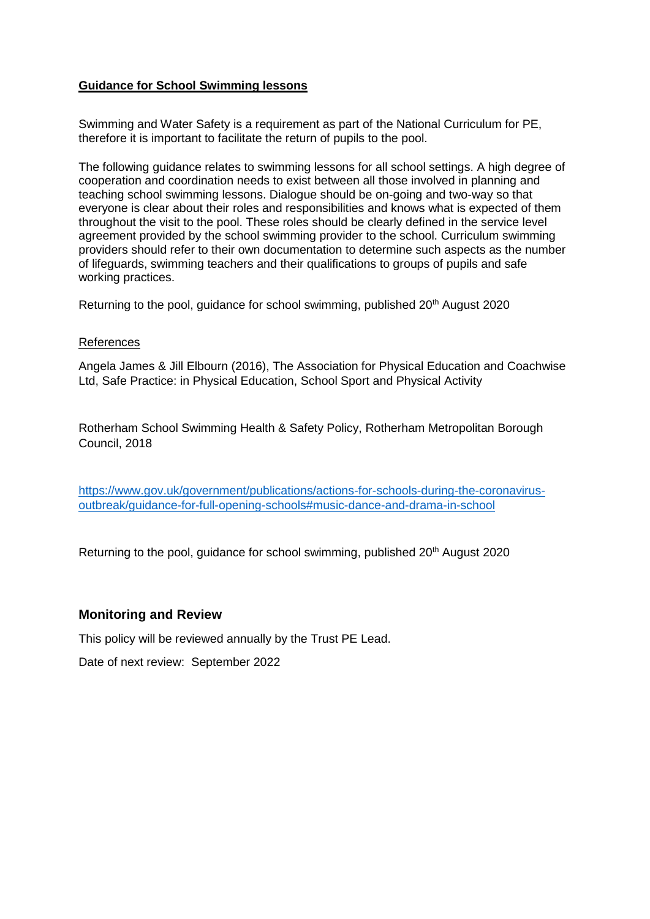**Guidance for School Swimming lessons**

Swimming and Water Safety is a requirement as part of the National Curriculum for PE, therefore it is important to facilitate the return of pupils to the pool.

The following guidance relates to swimming lessons for all school settings. A high degree of cooperation and coordination needs to exist between all those involved in planning and teaching school swimming lessons. Dialogue should be on-going and two-way so that everyone is clear about their roles and responsibilities and knows what is expected of them throughout the visit to the pool. These roles should be clearly defined in the service level agreement provided by the school swimming provider to the school. Curriculum swimming providers should refer to their own documentation to determine such aspects as the number of lifeguards, swimming teachers and their qualifications to groups of pupils and safe working practices.

Returning to the pool, guidance for school swimming, published 20th August 2020

References

Angela James & Jill Elbourn (2016), The Association for Physical Education and Coachwise Ltd, Safe Practice: in Physical Education, School Sport and Physical Activity

Rotherham School Swimming Health & Safety Policy, Rotherham Metropolitan Borough Council, 2018

https://www.gov.uk/government/publications/actions-for-schools-during-the-coronavirus-outbreak/guidance-for-full-opening-schools#music-dance-and-drama-in-school

Returning to the pool, guidance for school swimming, published 20th August 2020

## Monitoring and Review

This policy will be reviewed annually by the Trust PE Lead.

Date of next review: September 2022